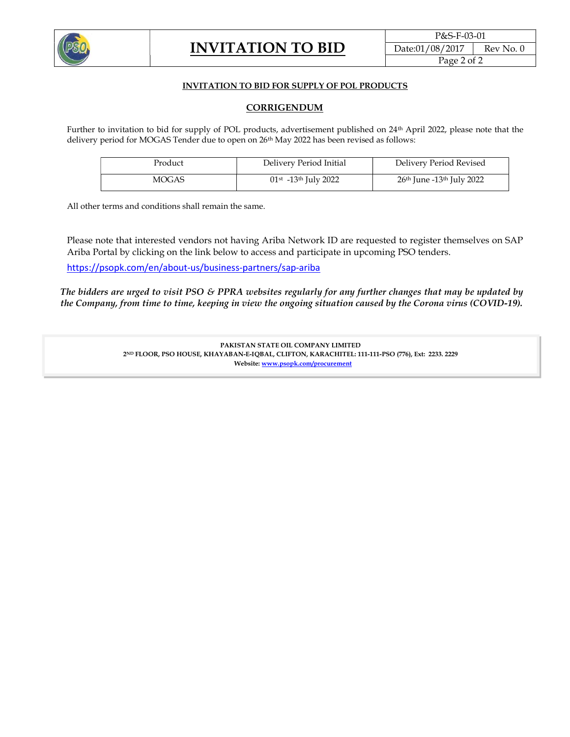# INVITATION TO BID

## INVITATION TO BID FOR SUPPLY OF POL PRODUCTS

## CORRIGENDUM

Further to invitation to bid for supply of POL products, advertisement published on 24th April 2022, please note that the delivery period for MOGAS Tender due to open on 26th May 2022 has been revised as follows:

| Product | Delivery Period Initial | Delivery Period Revised |
|---|---|---|
| MOGAS | 01st -13th July 2022 | 26th June -13th July 2022 |

All other terms and conditions shall remain the same.

Please note that interested vendors not having Ariba Network ID are requested to register themselves on SAP Ariba Portal by clicking on the link below to access and participate in upcoming PSO tenders.

https://psopk.com/en/about-us/business-partners/sap-ariba

***The bidders are urged to visit PSO & PPRA websites regularly for any further changes that may be updated by the Company, from time to time, keeping in view the ongoing situation caused by the Corona virus (COVID-19).***

**PAKISTAN STATE OIL COMPANY LIMITED**
**2ND FLOOR, PSO HOUSE, KHAYABAN-E-IQBAL, CLIFTON, KARACHITEL: 111-111-PSO (776), Ext: 2233. 2229**
**Website: www.psopk.com/procurement**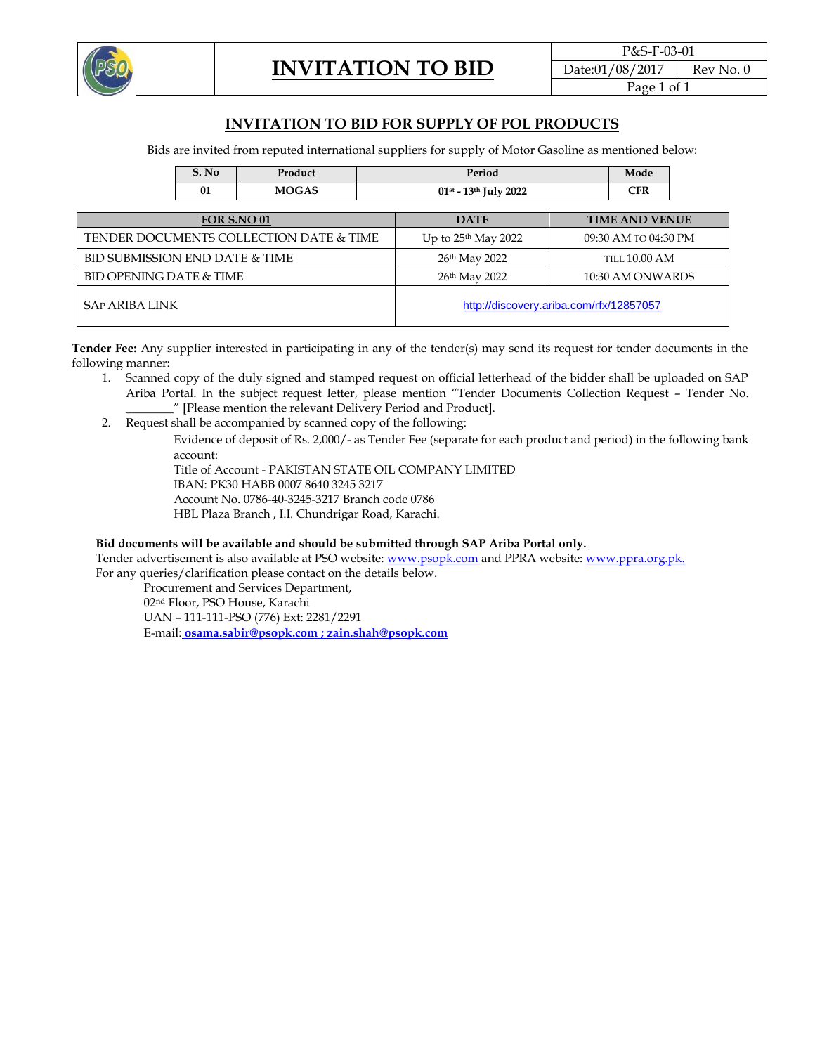# INVITATION TO BID

| P&S-F-03-01 | |
|---|---|
| Date:01/08/2017 | Rev No. 0 |

## INVITATION TO BID FOR SUPPLY OF POL PRODUCTS

Bids are invited from reputed international suppliers for supply of Motor Gasoline as mentioned below:

| S. No | Product | Period | Mode |
|---|---|---|---|
| 01 | MOGAS | 01st - 13th July 2022 | CFR |

| FOR S.NO 01 | DATE | TIME AND VENUE |
|---|---|---|
| TENDER DOCUMENTS COLLECTION DATE & TIME | Up to 25th May 2022 | 09:30 AM TO 04:30 PM |
| BID SUBMISSION END DATE & TIME | 26th May 2022 | TILL 10.00 AM |
| BID OPENING DATE & TIME | 26th May 2022 | 10:30 AM ONWARDS |
| SAP ARIBA LINK | http://discovery.ariba.com/rfx/12857057 | |

**Tender Fee:** Any supplier interested in participating in any of the tender(s) may send its request for tender documents in the following manner:

1. Scanned copy of the duly signed and stamped request on official letterhead of the bidder shall be uploaded on SAP Ariba Portal. In the subject request letter, please mention "Tender Documents Collection Request – Tender No. ________" [Please mention the relevant Delivery Period and Product].
2. Request shall be accompanied by scanned copy of the following:

   Evidence of deposit of Rs. 2,000/- as Tender Fee (separate for each product and period) in the following bank account:
   Title of Account - PAKISTAN STATE OIL COMPANY LIMITED
   IBAN: PK30 HABB 0007 8640 3245 3217
   Account No. 0786-40-3245-3217 Branch code 0786
   HBL Plaza Branch , I.I. Chundrigar Road, Karachi.

**Bid documents will be available and should be submitted through SAP Ariba Portal only.**

Tender advertisement is also available at PSO website: www.psopk.com and PPRA website: www.ppra.org.pk.

For any queries/clarification please contact on the details below.

Procurement and Services Department,
02nd Floor, PSO House, Karachi
UAN – 111-111-PSO (776) Ext: 2281/2291
E-mail: **osama.sabir@psopk.com ; zain.shah@psopk.com**